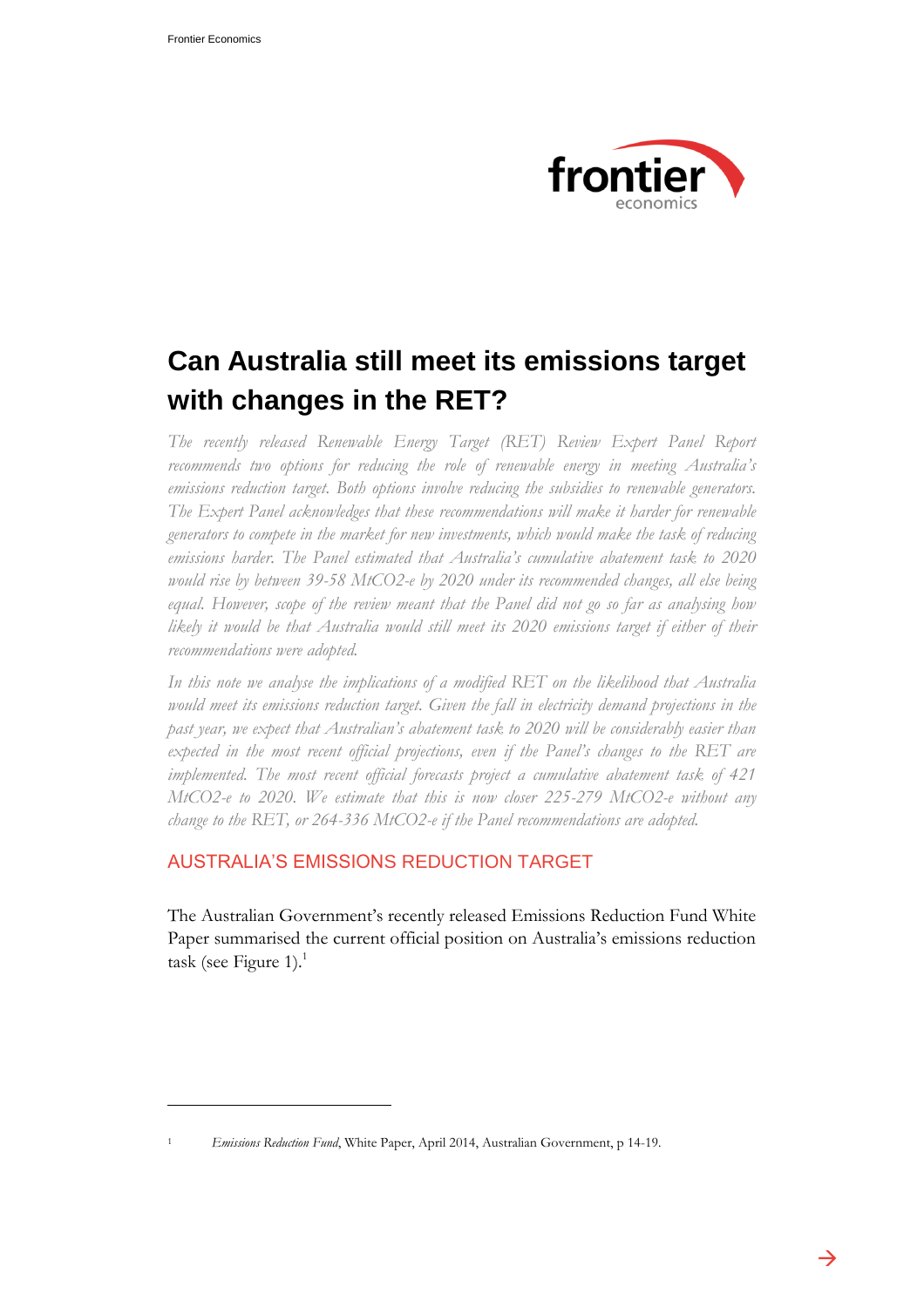# Can Australia still meet its emissions target with changes in the RET?

*The recently released Renewable Energy Target (RET) Review Expert Panel Report recommends two options for reducing the role of renewable energy in meeting Australia's emissions reduction target. Both options involve reducing the subsidies to renewable generators. The Expert Panel acknowledges that these recommendations will make it harder for renewable generators to compete in the market for new investments, which would make the task of reducing emissions harder. The Panel estimated that Australia's cumulative abatement task to 2020 would rise by between 39-58 MtCO2-e by 2020 under its recommended changes, all else being equal. However, scope of the review meant that the Panel did not go so far as analysing how likely it would be that Australia would still meet its 2020 emissions target if either of their recommendations were adopted.*

*In this note we analyse the implications of a modified RET on the likelihood that Australia would meet its emissions reduction target. Given the fall in electricity demand projections in the past year, we expect that Australian's abatement task to 2020 will be considerably easier than expected in the most recent official projections, even if the Panel's changes to the RET are implemented. The most recent official forecasts project a cumulative abatement task of 421 MtCO2-e to 2020. We estimate that this is now closer 225-279 MtCO2-e without any change to the RET, or 264-336 MtCO2-e if the Panel recommendations are adopted.*

## AUSTRALIA'S EMISSIONS REDUCTION TARGET

The Australian Government's recently released Emissions Reduction Fund White Paper summarised the current official position on Australia's emissions reduction task (see Figure 1).[1]

---

[1] *Emissions Reduction Fund*, White Paper, April 2014, Australian Government, p 14-19.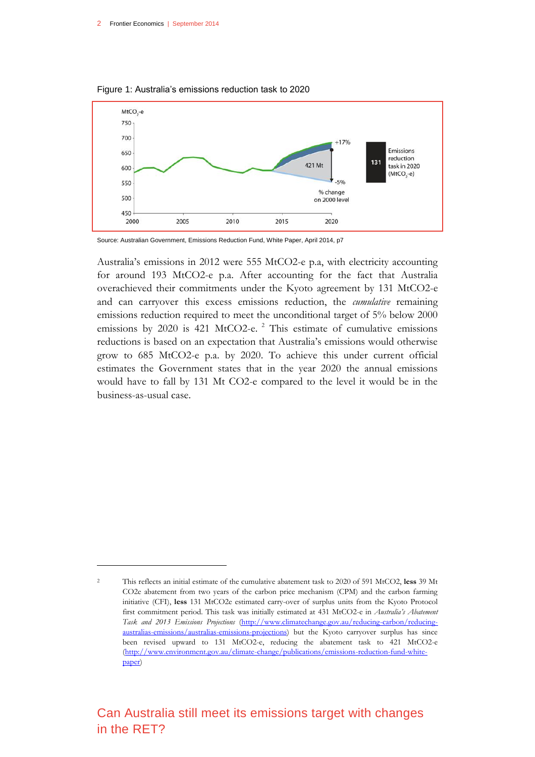Figure 1: Australia's emissions reduction task to 2020

Source: Australian Government, Emissions Reduction Fund, White Paper, April 2014, p7

Australia's emissions in 2012 were 555 MtCO2-e p.a, with electricity accounting for around 193 MtCO2-e p.a. After accounting for the fact that Australia overachieved their commitments under the Kyoto agreement by 131 MtCO2-e and can carryover this excess emissions reduction, the *cumulative* remaining emissions reduction required to meet the unconditional target of 5% below 2000 emissions by 2020 is 421 MtCO2-e. [2] This estimate of cumulative emissions reductions is based on an expectation that Australia's emissions would otherwise grow to 685 MtCO2-e p.a. by 2020. To achieve this under current official estimates the Government states that in the year 2020 the annual emissions would have to fall by 131 Mt CO2-e compared to the level it would be in the business-as-usual case.

[2] This reflects an initial estimate of the cumulative abatement task to 2020 of 591 MtCO2, **less** 39 Mt CO2e abatement from two years of the carbon price mechanism (CPM) and the carbon farming initiative (CFI), **less** 131 MtCO2e estimated carry-over of surplus units from the Kyoto Protocol first commitment period. This task was initially estimated at 431 MtCO2-e in *Australia's Abatement Task and 2013 Emissions Projections* (http://www.climatechange.gov.au/reducing-carbon/reducing-australias-emissions/australias-emissions-projections) but the Kyoto carryover surplus has since been revised upward to 131 MtCO2-e, reducing the abatement task to 421 MtCO2-e (http://www.environment.gov.au/climate-change/publications/emissions-reduction-fund-white-paper)

## Can Australia still meet its emissions target with changes in the RET?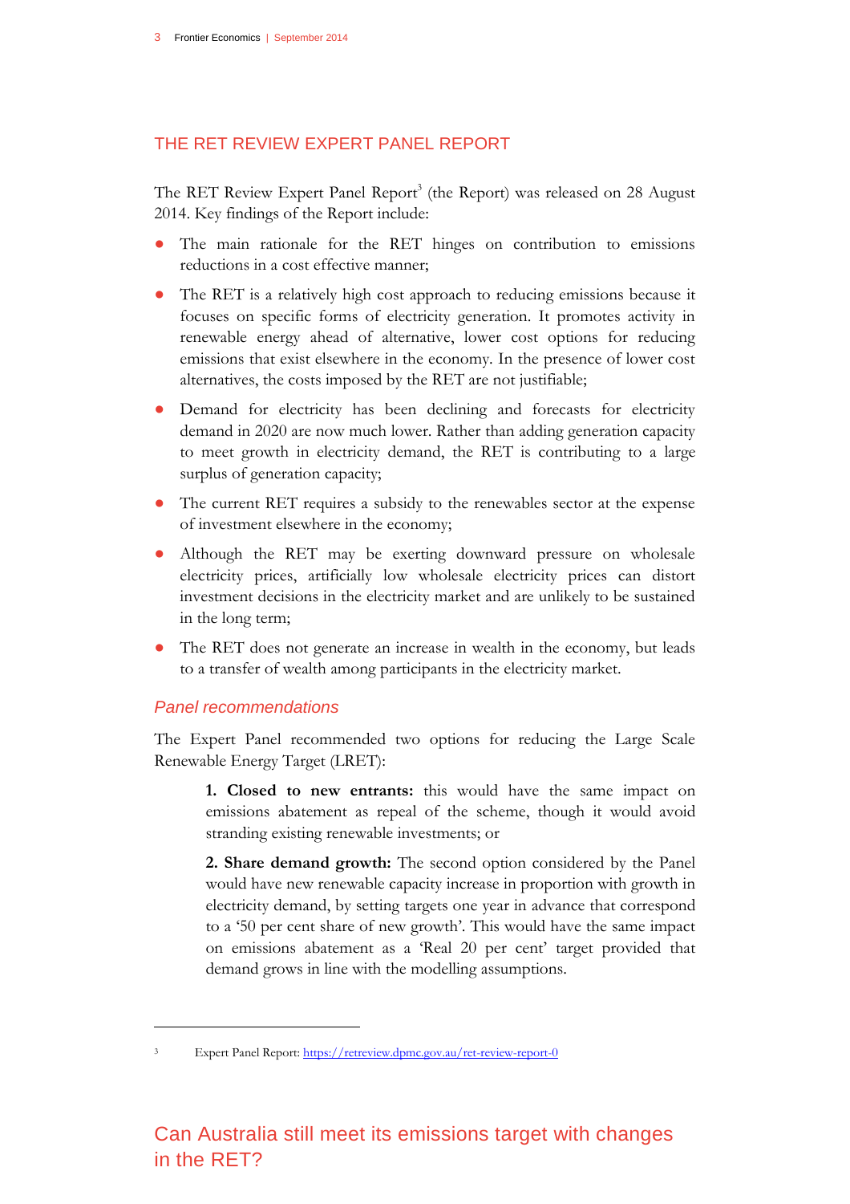## THE RET REVIEW EXPERT PANEL REPORT

The RET Review Expert Panel Report[3] (the Report) was released on 28 August 2014. Key findings of the Report include:

- The main rationale for the RET hinges on contribution to emissions reductions in a cost effective manner;
- The RET is a relatively high cost approach to reducing emissions because it focuses on specific forms of electricity generation. It promotes activity in renewable energy ahead of alternative, lower cost options for reducing emissions that exist elsewhere in the economy. In the presence of lower cost alternatives, the costs imposed by the RET are not justifiable;
- Demand for electricity has been declining and forecasts for electricity demand in 2020 are now much lower. Rather than adding generation capacity to meet growth in electricity demand, the RET is contributing to a large surplus of generation capacity;
- The current RET requires a subsidy to the renewables sector at the expense of investment elsewhere in the economy;
- Although the RET may be exerting downward pressure on wholesale electricity prices, artificially low wholesale electricity prices can distort investment decisions in the electricity market and are unlikely to be sustained in the long term;
- The RET does not generate an increase in wealth in the economy, but leads to a transfer of wealth among participants in the electricity market.

### *Panel recommendations*

The Expert Panel recommended two options for reducing the Large Scale Renewable Energy Target (LRET):

> **1. Closed to new entrants:** this would have the same impact on emissions abatement as repeal of the scheme, though it would avoid stranding existing renewable investments; or
>
> **2. Share demand growth:** The second option considered by the Panel would have new renewable capacity increase in proportion with growth in electricity demand, by setting targets one year in advance that correspond to a '50 per cent share of new growth'. This would have the same impact on emissions abatement as a 'Real 20 per cent' target provided that demand grows in line with the modelling assumptions.

[3] Expert Panel Report: https://retreview.dpmc.gov.au/ret-review-report-0

## Can Australia still meet its emissions target with changes in the RET?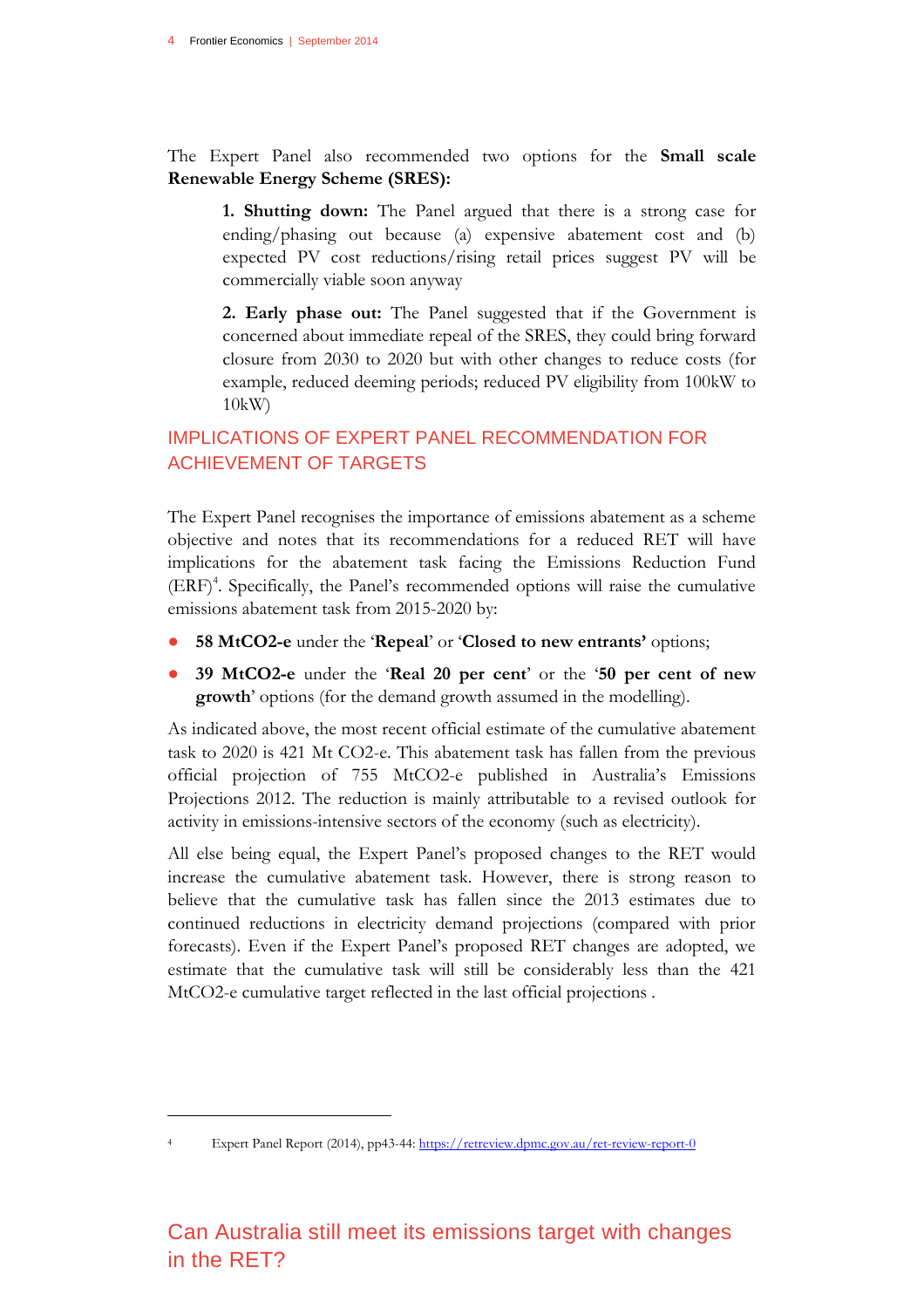The Expert Panel also recommended two options for the **Small scale Renewable Energy Scheme (SRES):**

> **1. Shutting down:** The Panel argued that there is a strong case for ending/phasing out because (a) expensive abatement cost and (b) expected PV cost reductions/rising retail prices suggest PV will be commercially viable soon anyway
>
> **2. Early phase out:** The Panel suggested that if the Government is concerned about immediate repeal of the SRES, they could bring forward closure from 2030 to 2020 but with other changes to reduce costs (for example, reduced deeming periods; reduced PV eligibility from 100kW to 10kW)

## IMPLICATIONS OF EXPERT PANEL RECOMMENDATION FOR ACHIEVEMENT OF TARGETS

The Expert Panel recognises the importance of emissions abatement as a scheme objective and notes that its recommendations for a reduced RET will have implications for the abatement task facing the Emissions Reduction Fund (ERF)[4]. Specifically, the Panel's recommended options will raise the cumulative emissions abatement task from 2015-2020 by:

- **58 MtCO2-e** under the '**Repeal**' or '**Closed to new entrants'** options;
- **39 MtCO2-e** under the '**Real 20 per cent**' or the '**50 per cent of new growth**' options (for the demand growth assumed in the modelling).

As indicated above, the most recent official estimate of the cumulative abatement task to 2020 is 421 Mt CO2-e. This abatement task has fallen from the previous official projection of 755 MtCO2-e published in Australia's Emissions Projections 2012. The reduction is mainly attributable to a revised outlook for activity in emissions-intensive sectors of the economy (such as electricity).

All else being equal, the Expert Panel's proposed changes to the RET would increase the cumulative abatement task. However, there is strong reason to believe that the cumulative task has fallen since the 2013 estimates due to continued reductions in electricity demand projections (compared with prior forecasts). Even if the Expert Panel's proposed RET changes are adopted, we estimate that the cumulative task will still be considerably less than the 421 MtCO2-e cumulative target reflected in the last official projections .

---

[4] Expert Panel Report (2014), pp43-44: https://retreview.dpmc.gov.au/ret-review-report-0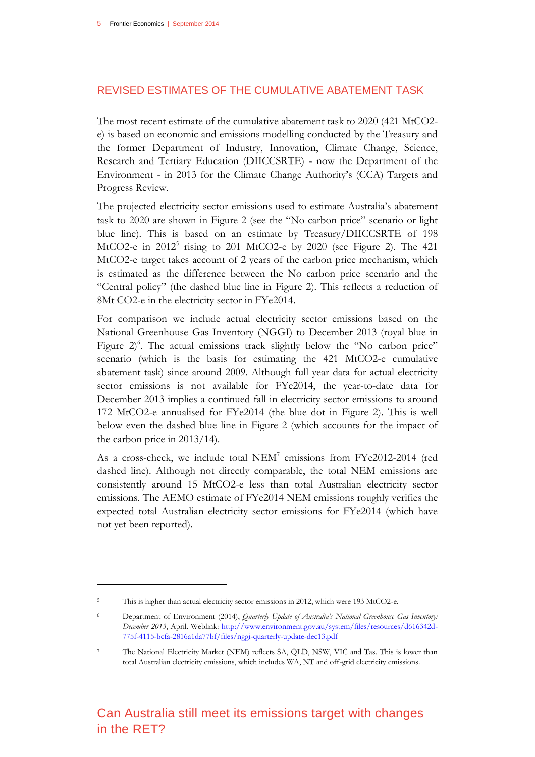## REVISED ESTIMATES OF THE CUMULATIVE ABATEMENT TASK

The most recent estimate of the cumulative abatement task to 2020 (421 MtCO2-e) is based on economic and emissions modelling conducted by the Treasury and the former Department of Industry, Innovation, Climate Change, Science, Research and Tertiary Education (DIICCSRTE) - now the Department of the Environment - in 2013 for the Climate Change Authority's (CCA) Targets and Progress Review.

The projected electricity sector emissions used to estimate Australia's abatement task to 2020 are shown in Figure 2 (see the "No carbon price" scenario or light blue line). This is based on an estimate by Treasury/DIICCSRTE of 198 MtCO2-e in 2012[5] rising to 201 MtCO2-e by 2020 (see Figure 2). The 421 MtCO2-e target takes account of 2 years of the carbon price mechanism, which is estimated as the difference between the No carbon price scenario and the "Central policy" (the dashed blue line in Figure 2). This reflects a reduction of 8Mt CO2-e in the electricity sector in FYe2014.

For comparison we include actual electricity sector emissions based on the National Greenhouse Gas Inventory (NGGI) to December 2013 (royal blue in Figure 2)[6]. The actual emissions track slightly below the "No carbon price" scenario (which is the basis for estimating the 421 MtCO2-e cumulative abatement task) since around 2009. Although full year data for actual electricity sector emissions is not available for FYe2014, the year-to-date data for December 2013 implies a continued fall in electricity sector emissions to around 172 MtCO2-e annualised for FYe2014 (the blue dot in Figure 2). This is well below even the dashed blue line in Figure 2 (which accounts for the impact of the carbon price in 2013/14).

As a cross-check, we include total NEM[7] emissions from FYe2012-2014 (red dashed line). Although not directly comparable, the total NEM emissions are consistently around 15 MtCO2-e less than total Australian electricity sector emissions. The AEMO estimate of FYe2014 NEM emissions roughly verifies the expected total Australian electricity sector emissions for FYe2014 (which have not yet been reported).

---

[5] This is higher than actual electricity sector emissions in 2012, which were 193 MtCO2-e.

[6] Department of Environment (2014), *Quarterly Update of Australia's National Greenhouse Gas Inventory: December 2013*, April. Weblink: http://www.environment.gov.au/system/files/resources/d616342d-775f-4115-bcfa-2816a1da77bf/files/nggi-quarterly-update-dec13.pdf

[7] The National Electricity Market (NEM) reflects SA, QLD, NSW, VIC and Tas. This is lower than total Australian electricity emissions, which includes WA, NT and off-grid electricity emissions.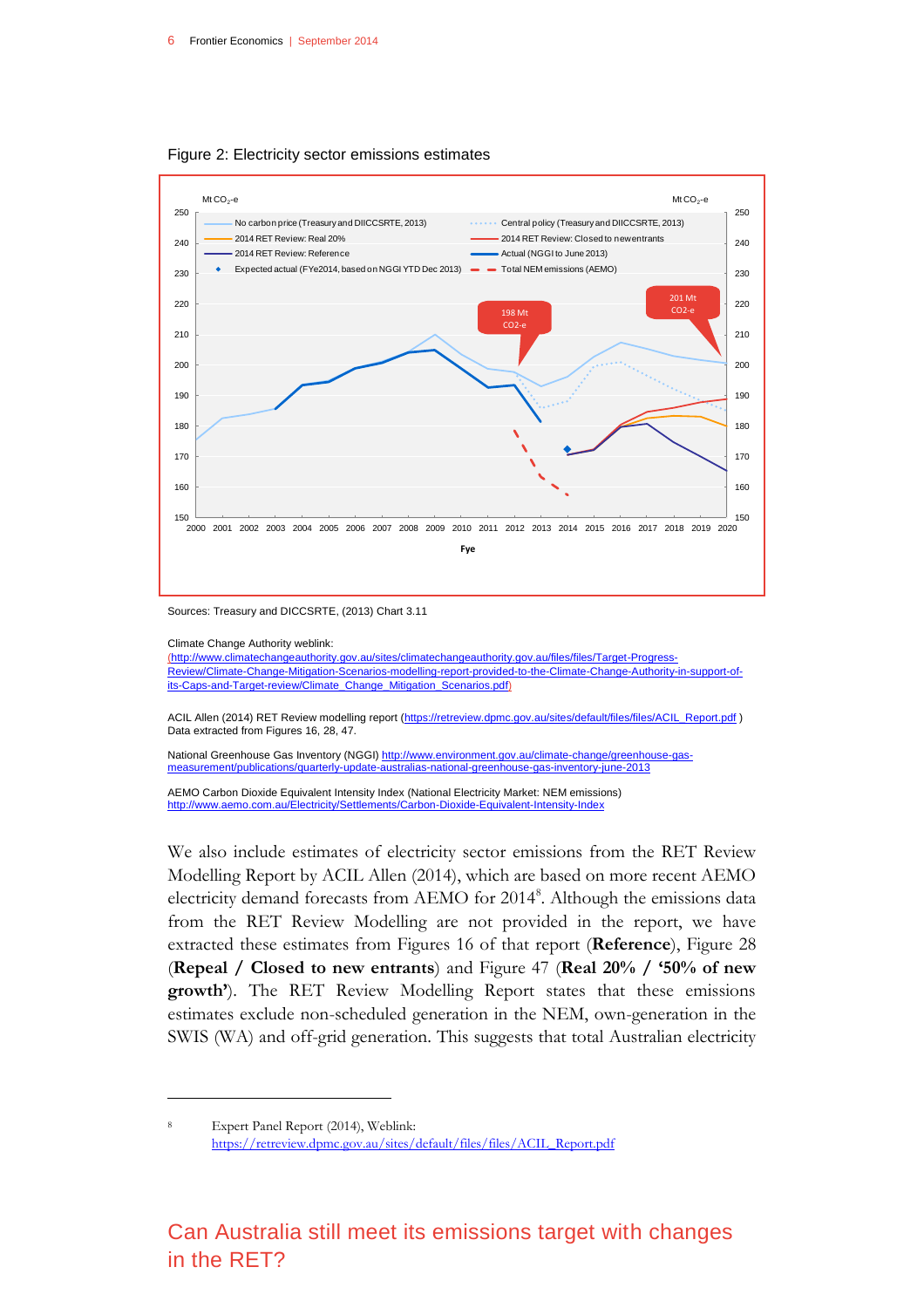Figure 2: Electricity sector emissions estimates

Sources: Treasury and DICCSRTE, (2013) Chart 3.11

Climate Change Authority weblink:
(http://www.climatechangeauthority.gov.au/sites/climatechangeauthority.gov.au/files/files/Target-Progress-Review/Climate-Change-Mitigation-Scenarios-modelling-report-provided-to-the-Climate-Change-Authority-in-support-of-its-Caps-and-Target-review/Climate_Change_Mitigation_Scenarios.pdf)

ACIL Allen (2014) RET Review modelling report (https://retreview.dpmc.gov.au/sites/default/files/files/ACIL_Report.pdf )
Data extracted from Figures 16, 28, 47.

National Greenhouse Gas Inventory (NGGI) http://www.environment.gov.au/climate-change/greenhouse-gas-measurement/publications/quarterly-update-australias-national-greenhouse-gas-inventory-june-2013

AEMO Carbon Dioxide Equivalent Intensity Index (National Electricity Market: NEM emissions)
http://www.aemo.com.au/Electricity/Settlements/Carbon-Dioxide-Equivalent-Intensity-Index

We also include estimates of electricity sector emissions from the RET Review Modelling Report by ACIL Allen (2014), which are based on more recent AEMO electricity demand forecasts from AEMO for 2014[8]. Although the emissions data from the RET Review Modelling are not provided in the report, we have extracted these estimates from Figures 16 of that report (**Reference**), Figure 28 (**Repeal / Closed to new entrants**) and Figure 47 (**Real 20% / '50% of new growth'**). The RET Review Modelling Report states that these emissions estimates exclude non-scheduled generation in the NEM, own-generation in the SWIS (WA) and off-grid generation. This suggests that total Australian electricity

---

[8] Expert Panel Report (2014), Weblink: https://retreview.dpmc.gov.au/sites/default/files/files/ACIL_Report.pdf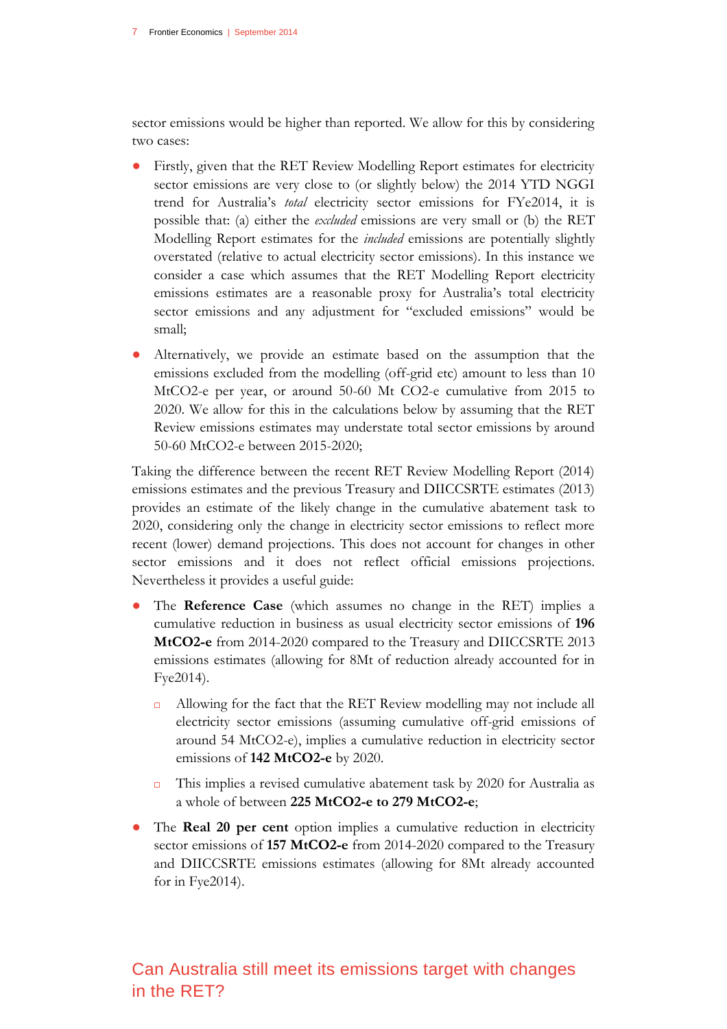sector emissions would be higher than reported. We allow for this by considering two cases:

- Firstly, given that the RET Review Modelling Report estimates for electricity sector emissions are very close to (or slightly below) the 2014 YTD NGGI trend for Australia's *total* electricity sector emissions for FYe2014, it is possible that: (a) either the *excluded* emissions are very small or (b) the RET Modelling Report estimates for the *included* emissions are potentially slightly overstated (relative to actual electricity sector emissions). In this instance we consider a case which assumes that the RET Modelling Report electricity emissions estimates are a reasonable proxy for Australia's total electricity sector emissions and any adjustment for "excluded emissions" would be small;
- Alternatively, we provide an estimate based on the assumption that the emissions excluded from the modelling (off-grid etc) amount to less than 10 MtCO2-e per year, or around 50-60 Mt CO2-e cumulative from 2015 to 2020. We allow for this in the calculations below by assuming that the RET Review emissions estimates may understate total sector emissions by around 50-60 MtCO2-e between 2015-2020;

Taking the difference between the recent RET Review Modelling Report (2014) emissions estimates and the previous Treasury and DIICCSRTE estimates (2013) provides an estimate of the likely change in the cumulative abatement task to 2020, considering only the change in electricity sector emissions to reflect more recent (lower) demand projections. This does not account for changes in other sector emissions and it does not reflect official emissions projections. Nevertheless it provides a useful guide:

- The **Reference Case** (which assumes no change in the RET) implies a cumulative reduction in business as usual electricity sector emissions of **196 MtCO2-e** from 2014-2020 compared to the Treasury and DIICCSRTE 2013 emissions estimates (allowing for 8Mt of reduction already accounted for in Fye2014).
  - Allowing for the fact that the RET Review modelling may not include all electricity sector emissions (assuming cumulative off-grid emissions of around 54 MtCO2-e), implies a cumulative reduction in electricity sector emissions of **142 MtCO2-e** by 2020.
  - This implies a revised cumulative abatement task by 2020 for Australia as a whole of between **225 MtCO2-e to 279 MtCO2-e**;
- The **Real 20 per cent** option implies a cumulative reduction in electricity sector emissions of **157 MtCO2-e** from 2014-2020 compared to the Treasury and DIICCSRTE emissions estimates (allowing for 8Mt already accounted for in Fye2014).

## Can Australia still meet its emissions target with changes in the RET?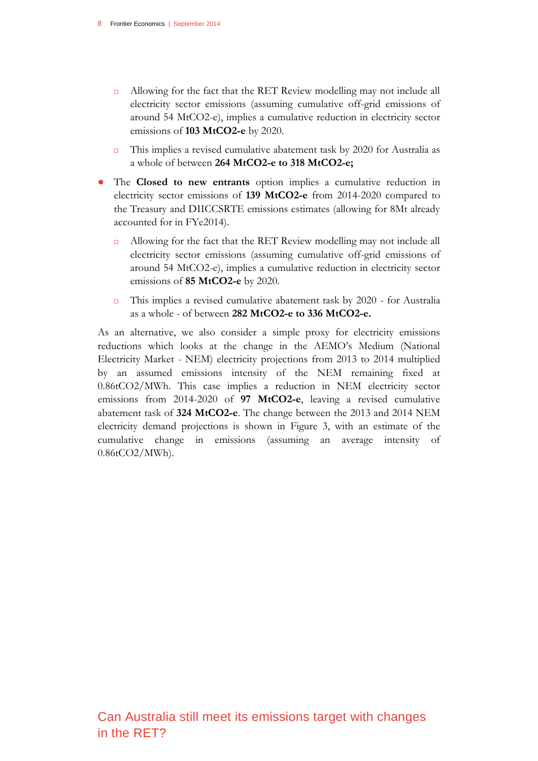- Allowing for the fact that the RET Review modelling may not include all electricity sector emissions (assuming cumulative off-grid emissions of around 54 MtCO2-e), implies a cumulative reduction in electricity sector emissions of **103 MtCO2-e** by 2020.
  - This implies a revised cumulative abatement task by 2020 for Australia as a whole of between **264 MtCO2-e to 318 MtCO2-e;**

- The **Closed to new entrants** option implies a cumulative reduction in electricity sector emissions of **139 MtCO2-e** from 2014-2020 compared to the Treasury and DIICCSRTE emissions estimates (allowing for 8Mt already accounted for in FYe2014).
  - Allowing for the fact that the RET Review modelling may not include all electricity sector emissions (assuming cumulative off-grid emissions of around 54 MtCO2-e), implies a cumulative reduction in electricity sector emissions of **85 MtCO2-e** by 2020.
  - This implies a revised cumulative abatement task by 2020 - for Australia as a whole - of between **282 MtCO2-e to 336 MtCO2-e.**

As an alternative, we also consider a simple proxy for electricity emissions reductions which looks at the change in the AEMO's Medium (National Electricity Market - NEM) electricity projections from 2013 to 2014 multiplied by an assumed emissions intensity of the NEM remaining fixed at 0.86tCO2/MWh. This case implies a reduction in NEM electricity sector emissions from 2014-2020 of **97 MtCO2-e**, leaving a revised cumulative abatement task of **324 MtCO2-e**. The change between the 2013 and 2014 NEM electricity demand projections is shown in Figure 3, with an estimate of the cumulative change in emissions (assuming an average intensity of 0.86tCO2/MWh).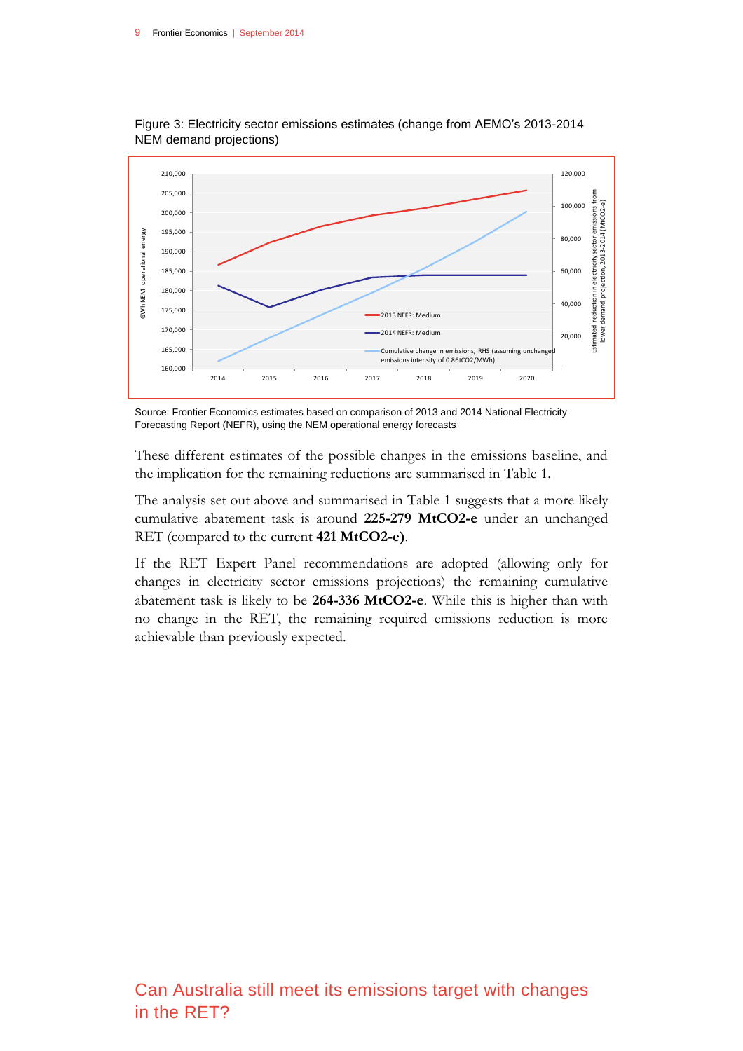Figure 3: Electricity sector emissions estimates (change from AEMO's 2013-2014 NEM demand projections)

Source: Frontier Economics estimates based on comparison of 2013 and 2014 National Electricity Forecasting Report (NEFR), using the NEM operational energy forecasts

These different estimates of the possible changes in the emissions baseline, and the implication for the remaining reductions are summarised in Table 1.

The analysis set out above and summarised in Table 1 suggests that a more likely cumulative abatement task is around **225-279 MtCO2-e** under an unchanged RET (compared to the current **421 MtCO2-e)**.

If the RET Expert Panel recommendations are adopted (allowing only for changes in electricity sector emissions projections) the remaining cumulative abatement task is likely to be **264-336 MtCO2-e**. While this is higher than with no change in the RET, the remaining required emissions reduction is more achievable than previously expected.

## Can Australia still meet its emissions target with changes in the RET?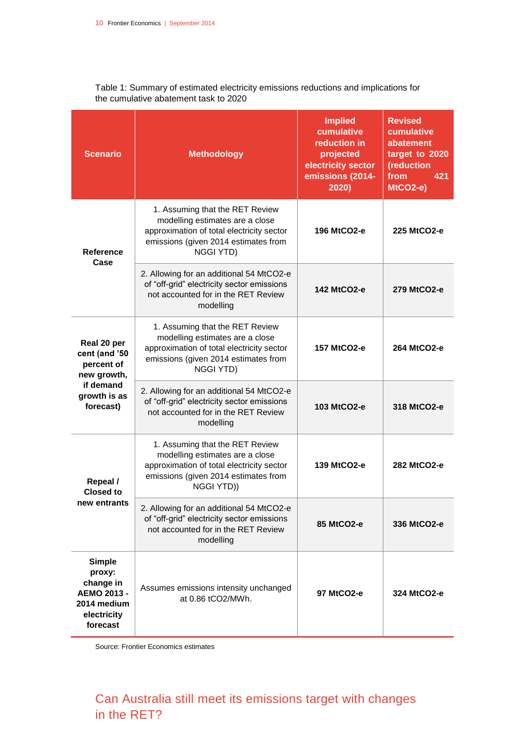Table 1: Summary of estimated electricity emissions reductions and implications for the cumulative abatement task to 2020

| Scenario | Methodology | Implied cumulative reduction in projected electricity sector emissions (2014-2020) | Revised cumulative abatement target to 2020 (reduction from 421 MtCO2-e) |
|---|---|---|---|
| **Reference Case** | 1. Assuming that the RET Review modelling estimates are a close approximation of total electricity sector emissions (given 2014 estimates from NGGI YTD) | **196 MtCO2-e** | **225 MtCO2-e** |
| | 2. Allowing for an additional 54 MtCO2-e of "off-grid" electricity sector emissions not accounted for in the RET Review modelling | **142 MtCO2-e** | **279 MtCO2-e** |
| **Real 20 per cent (and '50 percent of new growth, if demand growth is as forecast)** | 1. Assuming that the RET Review modelling estimates are a close approximation of total electricity sector emissions (given 2014 estimates from NGGI YTD) | **157 MtCO2-e** | **264 MtCO2-e** |
| | 2. Allowing for an additional 54 MtCO2-e of "off-grid" electricity sector emissions not accounted for in the RET Review modelling | **103 MtCO2-e** | **318 MtCO2-e** |
| **Repeal / Closed to new entrants** | 1. Assuming that the RET Review modelling estimates are a close approximation of total electricity sector emissions (given 2014 estimates from NGGI YTD)) | **139 MtCO2-e** | **282 MtCO2-e** |
| | 2. Allowing for an additional 54 MtCO2-e of "off-grid" electricity sector emissions not accounted for in the RET Review modelling | **85 MtCO2-e** | **336 MtCO2-e** |
| **Simple proxy: change in AEMO 2013 - 2014 medium electricity forecast** | Assumes emissions intensity unchanged at 0.86 tCO2/MWh. | **97 MtCO2-e** | **324 MtCO2-e** |

Source: Frontier Economics estimates

## Can Australia still meet its emissions target with changes in the RET?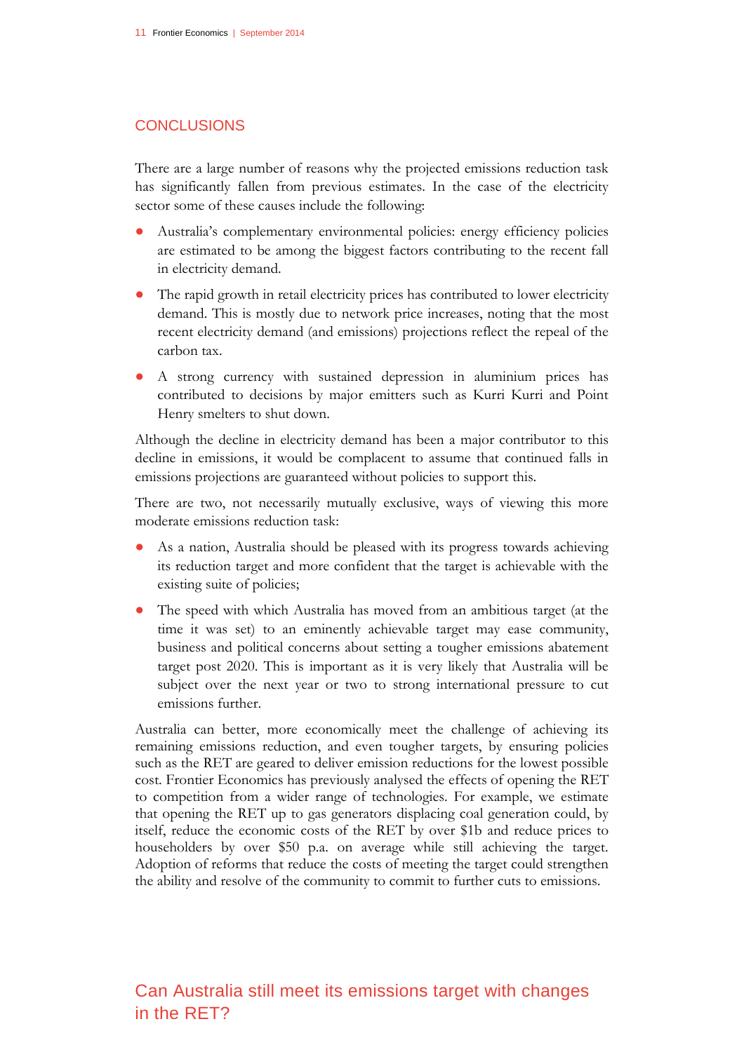## CONCLUSIONS

There are a large number of reasons why the projected emissions reduction task has significantly fallen from previous estimates. In the case of the electricity sector some of these causes include the following:

- Australia's complementary environmental policies: energy efficiency policies are estimated to be among the biggest factors contributing to the recent fall in electricity demand.
- The rapid growth in retail electricity prices has contributed to lower electricity demand. This is mostly due to network price increases, noting that the most recent electricity demand (and emissions) projections reflect the repeal of the carbon tax.
- A strong currency with sustained depression in aluminium prices has contributed to decisions by major emitters such as Kurri Kurri and Point Henry smelters to shut down.

Although the decline in electricity demand has been a major contributor to this decline in emissions, it would be complacent to assume that continued falls in emissions projections are guaranteed without policies to support this.

There are two, not necessarily mutually exclusive, ways of viewing this more moderate emissions reduction task:

- As a nation, Australia should be pleased with its progress towards achieving its reduction target and more confident that the target is achievable with the existing suite of policies;
- The speed with which Australia has moved from an ambitious target (at the time it was set) to an eminently achievable target may ease community, business and political concerns about setting a tougher emissions abatement target post 2020. This is important as it is very likely that Australia will be subject over the next year or two to strong international pressure to cut emissions further.

Australia can better, more economically meet the challenge of achieving its remaining emissions reduction, and even tougher targets, by ensuring policies such as the RET are geared to deliver emission reductions for the lowest possible cost. Frontier Economics has previously analysed the effects of opening the RET to competition from a wider range of technologies. For example, we estimate that opening the RET up to gas generators displacing coal generation could, by itself, reduce the economic costs of the RET by over $1b and reduce prices to householders by over $50 p.a. on average while still achieving the target. Adoption of reforms that reduce the costs of meeting the target could strengthen the ability and resolve of the community to commit to further cuts to emissions.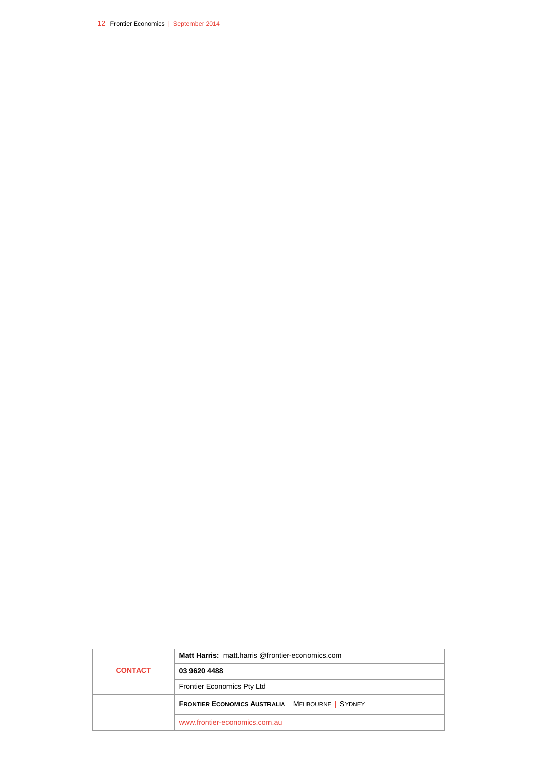| | |
|---|---|
| **CONTACT** | **Matt Harris:** matt.harris @frontier-economics.com |
| | **03 9620 4488** |
| | Frontier Economics Pty Ltd |
| | **FRONTIER ECONOMICS AUSTRALIA** MELBOURNE \| SYDNEY |
| | www.frontier-economics.com.au |